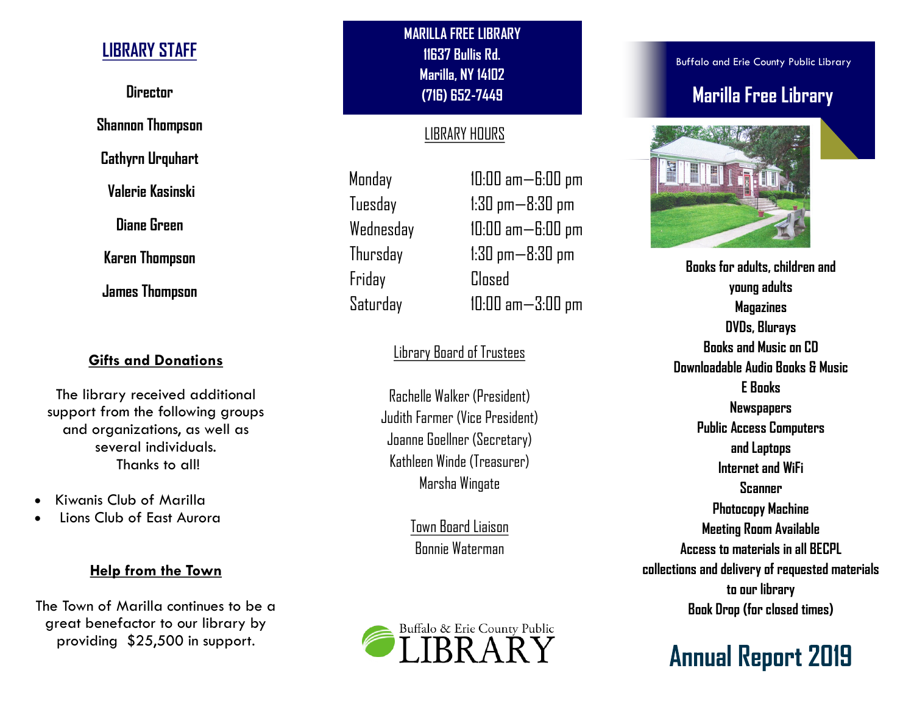## LIBRARY STAFF

**Director**

**Shannon Thompson**

**Cathyrn Urquhart**

**Valerie Kasinski**

**Diane Green**

**Karen Thompson**

**James Thompson**

### Gifts and Donations

The library received additional support from the following groups and organizations, as well as several individuals. Thanks to all!

- Kiwanis Club of Marilla
- Lions Club of East Aurora

### Help from the Town

The Town of Marilla continues to be a great benefactor to our library by providing $25,500 in support.

**MARILLA FREE LIBRARY**
**11637 Bullis Rd.**
**Marilla, NY 14102**
**(716) 652-7449**

### LIBRARY HOURS

| Day | Hours |
|---|---|
| Monday | 10:00 am—6:00 pm |
| Tuesday | 1:30 pm—8:30 pm |
| Wednesday | 10:00 am—6:00 pm |
| Thursday | 1:30 pm—8:30 pm |
| Friday | Closed |
| Saturday | 10:00 am—3:00 pm |

### Library Board of Trustees

Rachelle Walker (President)
Judith Farmer (Vice President)
Joanne Goellner (Secretary)
Kathleen Winde (Treasurer)
Marsha Wingate

### Town Board Liaison

Bonnie Waterman

Buffalo & Erie County Public LIBRARY

Buffalo and Erie County Public Library

# Marilla Free Library

**Books for adults, children and young adults**
**Magazines**
**DVDs, Blurays**
**Books and Music on CD**
**Downloadable Audio Books & Music**
**E Books**
**Newspapers**
**Public Access Computers and Laptops**
**Internet and WiFi**
**Scanner**
**Photocopy Machine**
**Meeting Room Available**
**Access to materials in all BECPL collections and delivery of requested materials to our library**
**Book Drop (for closed times)**

# Annual Report 2019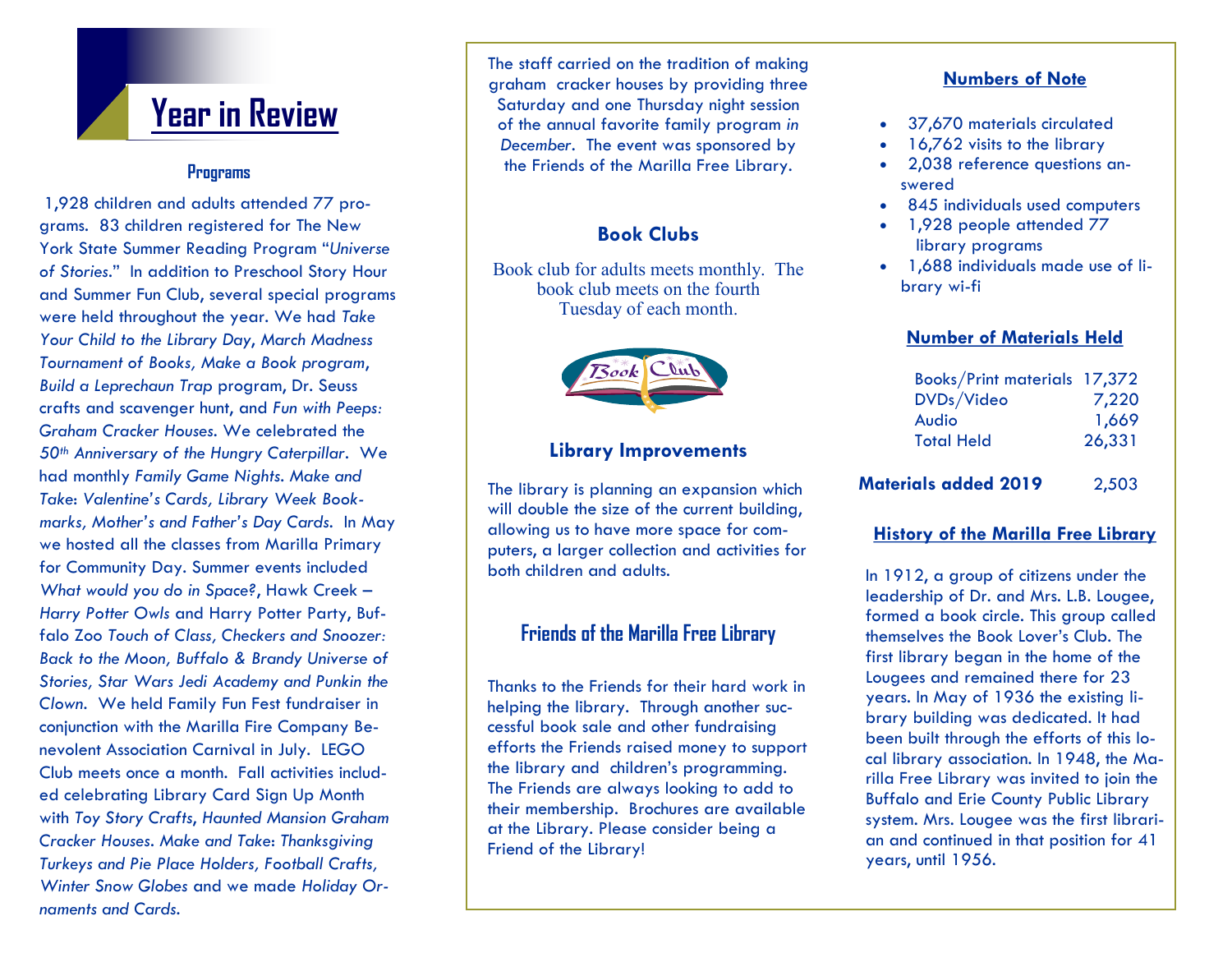# Year in Review

### Programs

1,928 children and adults attended 77 programs. 83 children registered for The New York State Summer Reading Program "*Universe of Stories*." In addition to Preschool Story Hour and Summer Fun Club, several special programs were held throughout the year. We had *Take Your Child to the Library Day*, *March Madness Tournament of Books*, *Make a Book program*, *Build a Leprechaun Trap* program, Dr. Seuss crafts and scavenger hunt, and *Fun with Peeps: Graham Cracker Houses*. We celebrated the *50th Anniversary of the Hungry Caterpillar*. We had monthly *Family Game Nights*. *Make and Take*: *Valentine's Cards, Library Week Bookmarks, Mother's and Father's Day Cards*. In May we hosted all the classes from Marilla Primary for Community Day. Summer events included *What would you do in Space?*, Hawk Creek – *Harry Potter Owls* and Harry Potter Party, Buffalo Zoo *Touch of Class, Checkers and Snoozer: Back to the Moon, Buffalo & Brandy Universe of Stories, Star Wars Jedi Academy and Punkin the Clown*. We held Family Fun Fest fundraiser in conjunction with the Marilla Fire Company Benevolent Association Carnival in July. LEGO Club meets once a month. Fall activities included celebrating Library Card Sign Up Month with *Toy Story Crafts*, *Haunted Mansion Graham Cracker Houses*. *Make and Take*: *Thanksgiving Turkeys and Pie Place Holders, Football Crafts, Winter Snow Globes* and we made *Holiday Ornaments and Cards*.

The staff carried on the tradition of making graham cracker houses by providing three Saturday and one Thursday night session of the annual favorite family program *in December*. The event was sponsored by the Friends of the Marilla Free Library.

### Book Clubs

Book club for adults meets monthly. The book club meets on the fourth Tuesday of each month.

### Library Improvements

The library is planning an expansion which will double the size of the current building, allowing us to have more space for computers, a larger collection and activities for both children and adults.

## Friends of the Marilla Free Library

Thanks to the Friends for their hard work in helping the library. Through another successful book sale and other fundraising efforts the Friends raised money to support the library and children's programming. The Friends are always looking to add to their membership. Brochures are available at the Library. Please consider being a Friend of the Library!

### Numbers of Note

- 37,670 materials circulated
- 16,762 visits to the library
- 2,038 reference questions answered
- 845 individuals used computers
- 1,928 people attended 77 library programs
- 1,688 individuals made use of library wi-fi

### Number of Materials Held

| | |
|---|---|
| Books/Print materials | 17,372 |
| DVDs/Video | 7,220 |
| Audio | 1,669 |
| Total Held | 26,331 |

**Materials added 2019** 2,503

### History of the Marilla Free Library

In 1912, a group of citizens under the leadership of Dr. and Mrs. L.B. Lougee, formed a book circle. This group called themselves the Book Lover's Club. The first library began in the home of the Lougees and remained there for 23 years. In May of 1936 the existing library building was dedicated. It had been built through the efforts of this local library association. In 1948, the Marilla Free Library was invited to join the Buffalo and Erie County Public Library system. Mrs. Lougee was the first librarian and continued in that position for 41 years, until 1956.